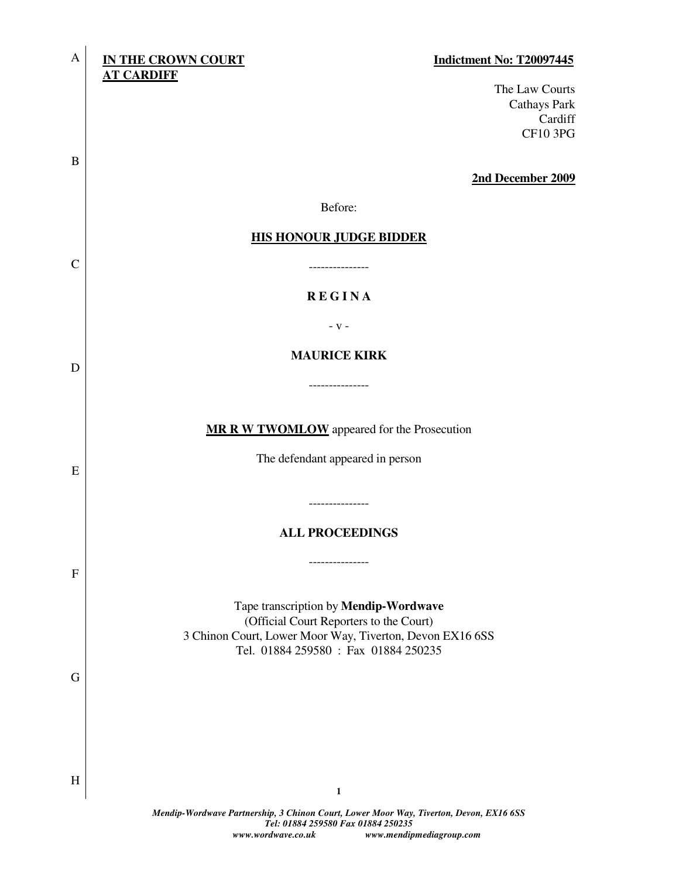**IN THE CROWN COURT AT CARDIFF**

**Indictment No: T20097445**

The Law Courts
Cathays Park
Cardiff
CF10 3PG

**2nd December 2009**

Before:

**HIS HONOUR JUDGE BIDDER**

---------------

**R E G I N A**

- v -

**MAURICE KIRK**

---------------

**MR R W TWOMLOW** appeared for the Prosecution

The defendant appeared in person

---------------

**ALL PROCEEDINGS**

---------------

Tape transcription by **Mendip-Wordwave**
(Official Court Reporters to the Court)
3 Chinon Court, Lower Moor Way, Tiverton, Devon EX16 6SS
Tel. 01884 259580 : Fax 01884 250235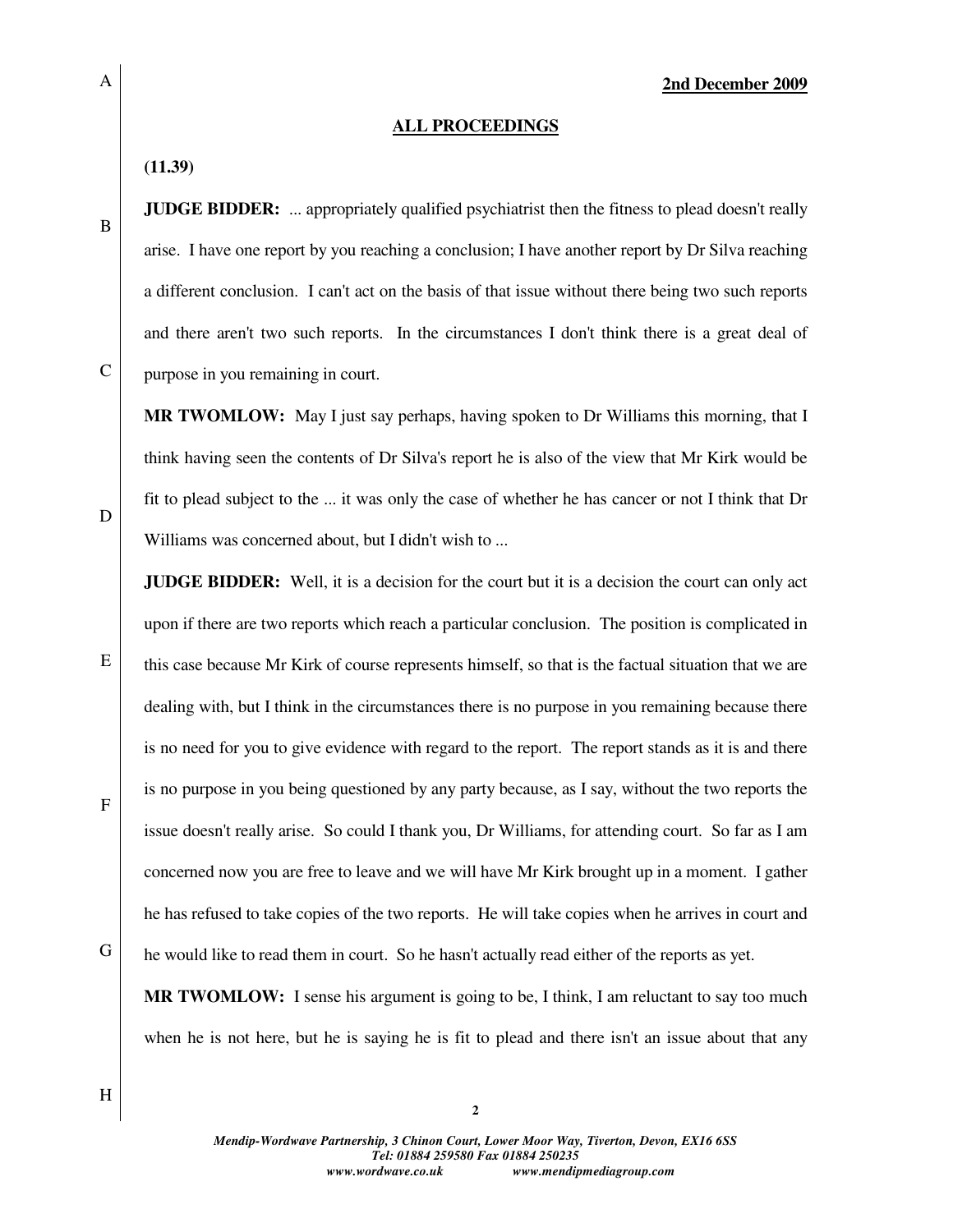**2nd December 2009**

**ALL PROCEEDINGS**

**(11.39)**

**JUDGE BIDDER:** ... appropriately qualified psychiatrist then the fitness to plead doesn't really arise. I have one report by you reaching a conclusion; I have another report by Dr Silva reaching a different conclusion. I can't act on the basis of that issue without there being two such reports and there aren't two such reports. In the circumstances I don't think there is a great deal of purpose in you remaining in court.

**MR TWOMLOW:** May I just say perhaps, having spoken to Dr Williams this morning, that I think having seen the contents of Dr Silva's report he is also of the view that Mr Kirk would be fit to plead subject to the ... it was only the case of whether he has cancer or not I think that Dr Williams was concerned about, but I didn't wish to ...

**JUDGE BIDDER:** Well, it is a decision for the court but it is a decision the court can only act upon if there are two reports which reach a particular conclusion. The position is complicated in this case because Mr Kirk of course represents himself, so that is the factual situation that we are dealing with, but I think in the circumstances there is no purpose in you remaining because there is no need for you to give evidence with regard to the report. The report stands as it is and there is no purpose in you being questioned by any party because, as I say, without the two reports the issue doesn't really arise. So could I thank you, Dr Williams, for attending court. So far as I am concerned now you are free to leave and we will have Mr Kirk brought up in a moment. I gather he has refused to take copies of the two reports. He will take copies when he arrives in court and he would like to read them in court. So he hasn't actually read either of the reports as yet.

**MR TWOMLOW:** I sense his argument is going to be, I think, I am reluctant to say too much when he is not here, but he is saying he is fit to plead and there isn't an issue about that any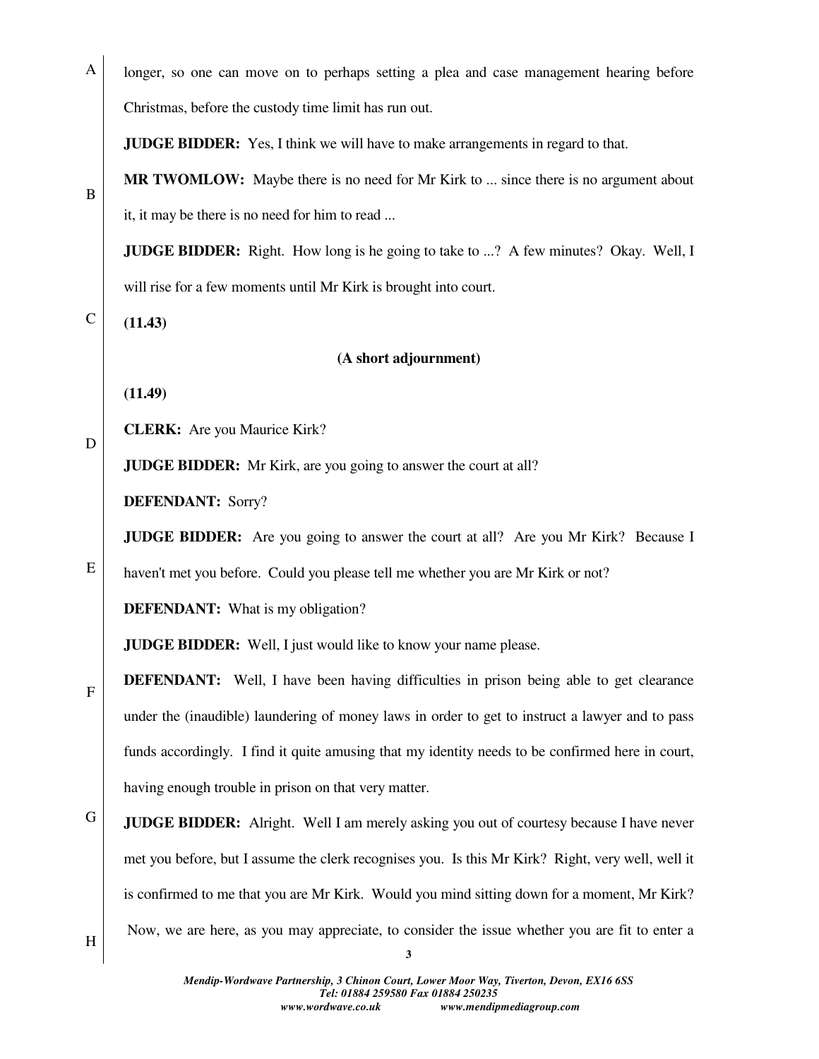longer, so one can move on to perhaps setting a plea and case management hearing before Christmas, before the custody time limit has run out.

**JUDGE BIDDER:** Yes, I think we will have to make arrangements in regard to that.

**MR TWOMLOW:** Maybe there is no need for Mr Kirk to ... since there is no argument about it, it may be there is no need for him to read ...

**JUDGE BIDDER:** Right. How long is he going to take to ...? A few minutes? Okay. Well, I will rise for a few moments until Mr Kirk is brought into court.

**(11.43)**

**(A short adjournment)**

**(11.49)**

**CLERK:** Are you Maurice Kirk?

**JUDGE BIDDER:** Mr Kirk, are you going to answer the court at all?

**DEFENDANT:** Sorry?

**JUDGE BIDDER:** Are you going to answer the court at all? Are you Mr Kirk? Because I haven't met you before. Could you please tell me whether you are Mr Kirk or not?

**DEFENDANT:** What is my obligation?

**JUDGE BIDDER:** Well, I just would like to know your name please.

**DEFENDANT:** Well, I have been having difficulties in prison being able to get clearance under the (inaudible) laundering of money laws in order to get to instruct a lawyer and to pass funds accordingly. I find it quite amusing that my identity needs to be confirmed here in court, having enough trouble in prison on that very matter.

**JUDGE BIDDER:** Alright. Well I am merely asking you out of courtesy because I have never met you before, but I assume the clerk recognises you. Is this Mr Kirk? Right, very well, well it is confirmed to me that you are Mr Kirk. Would you mind sitting down for a moment, Mr Kirk? Now, we are here, as you may appreciate, to consider the issue whether you are fit to enter a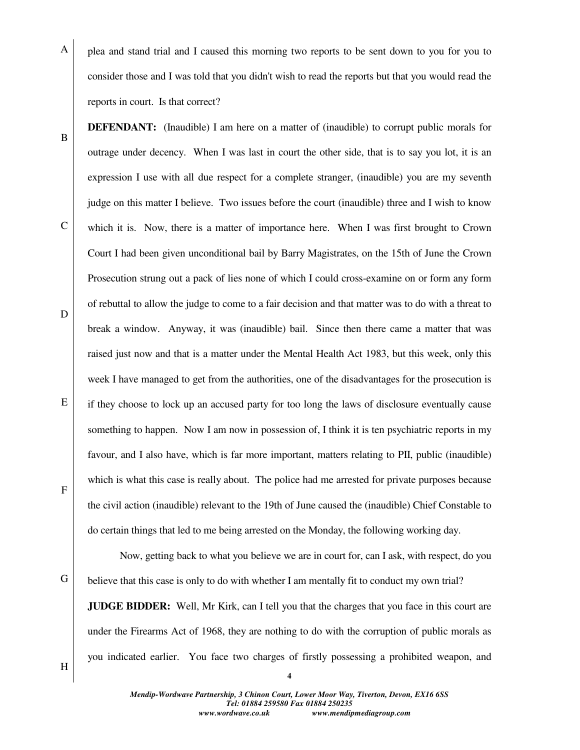plea and stand trial and I caused this morning two reports to be sent down to you for you to consider those and I was told that you didn't wish to read the reports but that you would read the reports in court. Is that correct?

**DEFENDANT:** (Inaudible) I am here on a matter of (inaudible) to corrupt public morals for outrage under decency. When I was last in court the other side, that is to say you lot, it is an expression I use with all due respect for a complete stranger, (inaudible) you are my seventh judge on this matter I believe. Two issues before the court (inaudible) three and I wish to know which it is. Now, there is a matter of importance here. When I was first brought to Crown Court I had been given unconditional bail by Barry Magistrates, on the 15th of June the Crown Prosecution strung out a pack of lies none of which I could cross-examine on or form any form of rebuttal to allow the judge to come to a fair decision and that matter was to do with a threat to break a window. Anyway, it was (inaudible) bail. Since then there came a matter that was raised just now and that is a matter under the Mental Health Act 1983, but this week, only this week I have managed to get from the authorities, one of the disadvantages for the prosecution is if they choose to lock up an accused party for too long the laws of disclosure eventually cause something to happen. Now I am now in possession of, I think it is ten psychiatric reports in my favour, and I also have, which is far more important, matters relating to PII, public (inaudible) which is what this case is really about. The police had me arrested for private purposes because the civil action (inaudible) relevant to the 19th of June caused the (inaudible) Chief Constable to do certain things that led to me being arrested on the Monday, the following working day.

Now, getting back to what you believe we are in court for, can I ask, with respect, do you believe that this case is only to do with whether I am mentally fit to conduct my own trial?

**JUDGE BIDDER:** Well, Mr Kirk, can I tell you that the charges that you face in this court are under the Firearms Act of 1968, they are nothing to do with the corruption of public morals as you indicated earlier. You face two charges of firstly possessing a prohibited weapon, and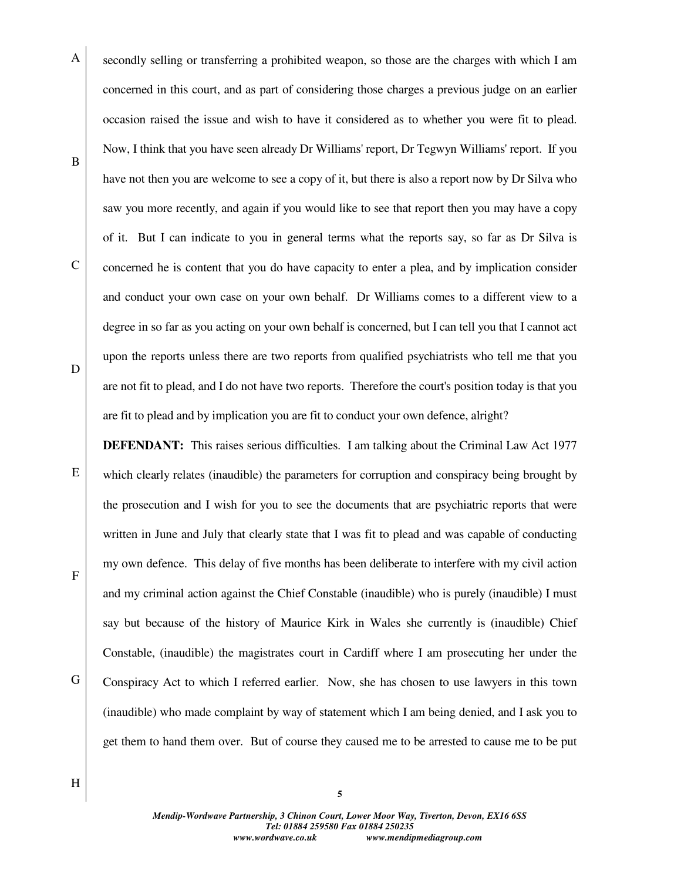secondly selling or transferring a prohibited weapon, so those are the charges with which I am concerned in this court, and as part of considering those charges a previous judge on an earlier occasion raised the issue and wish to have it considered as to whether you were fit to plead. Now, I think that you have seen already Dr Williams' report, Dr Tegwyn Williams' report. If you have not then you are welcome to see a copy of it, but there is also a report now by Dr Silva who saw you more recently, and again if you would like to see that report then you may have a copy of it. But I can indicate to you in general terms what the reports say, so far as Dr Silva is concerned he is content that you do have capacity to enter a plea, and by implication consider and conduct your own case on your own behalf. Dr Williams comes to a different view to a degree in so far as you acting on your own behalf is concerned, but I can tell you that I cannot act upon the reports unless there are two reports from qualified psychiatrists who tell me that you are not fit to plead, and I do not have two reports. Therefore the court's position today is that you are fit to plead and by implication you are fit to conduct your own defence, alright?

**DEFENDANT:** This raises serious difficulties. I am talking about the Criminal Law Act 1977 which clearly relates (inaudible) the parameters for corruption and conspiracy being brought by the prosecution and I wish for you to see the documents that are psychiatric reports that were written in June and July that clearly state that I was fit to plead and was capable of conducting my own defence. This delay of five months has been deliberate to interfere with my civil action and my criminal action against the Chief Constable (inaudible) who is purely (inaudible) I must say but because of the history of Maurice Kirk in Wales she currently is (inaudible) Chief Constable, (inaudible) the magistrates court in Cardiff where I am prosecuting her under the Conspiracy Act to which I referred earlier. Now, she has chosen to use lawyers in this town (inaudible) who made complaint by way of statement which I am being denied, and I ask you to get them to hand them over. But of course they caused me to be arrested to cause me to be put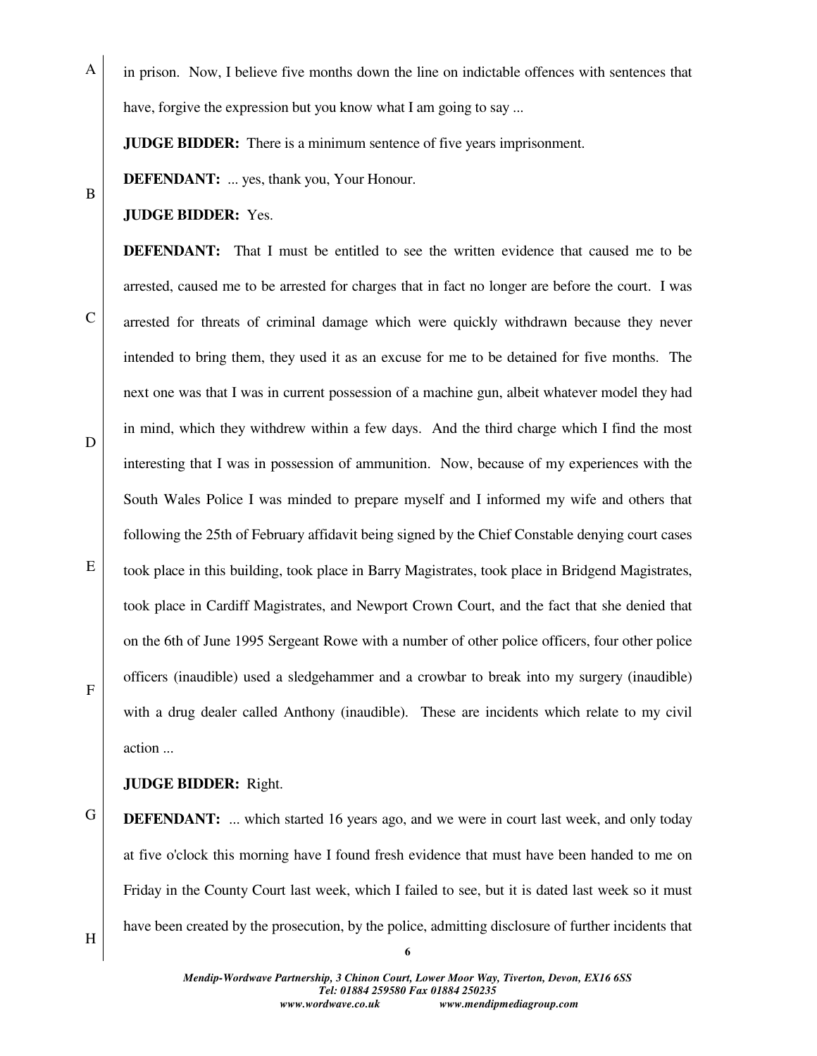in prison. Now, I believe five months down the line on indictable offences with sentences that have, forgive the expression but you know what I am going to say ...

**JUDGE BIDDER:** There is a minimum sentence of five years imprisonment.

**DEFENDANT:** ... yes, thank you, Your Honour.

**JUDGE BIDDER:** Yes.

**DEFENDANT:** That I must be entitled to see the written evidence that caused me to be arrested, caused me to be arrested for charges that in fact no longer are before the court. I was arrested for threats of criminal damage which were quickly withdrawn because they never intended to bring them, they used it as an excuse for me to be detained for five months. The next one was that I was in current possession of a machine gun, albeit whatever model they had in mind, which they withdrew within a few days. And the third charge which I find the most interesting that I was in possession of ammunition. Now, because of my experiences with the South Wales Police I was minded to prepare myself and I informed my wife and others that following the 25th of February affidavit being signed by the Chief Constable denying court cases took place in this building, took place in Barry Magistrates, took place in Bridgend Magistrates, took place in Cardiff Magistrates, and Newport Crown Court, and the fact that she denied that on the 6th of June 1995 Sergeant Rowe with a number of other police officers, four other police officers (inaudible) used a sledgehammer and a crowbar to break into my surgery (inaudible) with a drug dealer called Anthony (inaudible). These are incidents which relate to my civil action ...

**JUDGE BIDDER:** Right.

**DEFENDANT:** ... which started 16 years ago, and we were in court last week, and only today at five o'clock this morning have I found fresh evidence that must have been handed to me on Friday in the County Court last week, which I failed to see, but it is dated last week so it must have been created by the prosecution, by the police, admitting disclosure of further incidents that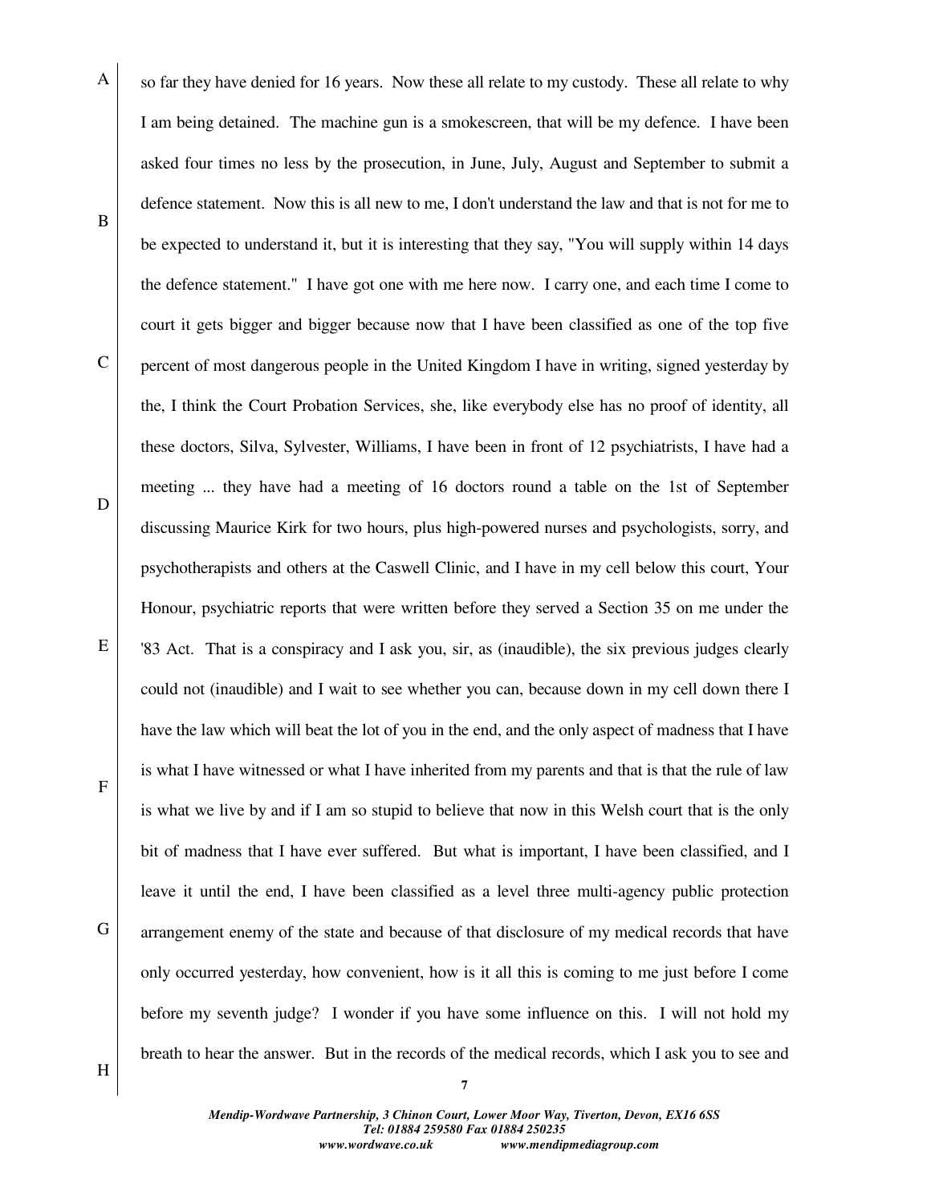so far they have denied for 16 years. Now these all relate to my custody. These all relate to why I am being detained. The machine gun is a smokescreen, that will be my defence. I have been asked four times no less by the prosecution, in June, July, August and September to submit a defence statement. Now this is all new to me, I don't understand the law and that is not for me to be expected to understand it, but it is interesting that they say, "You will supply within 14 days the defence statement." I have got one with me here now. I carry one, and each time I come to court it gets bigger and bigger because now that I have been classified as one of the top five percent of most dangerous people in the United Kingdom I have in writing, signed yesterday by the, I think the Court Probation Services, she, like everybody else has no proof of identity, all these doctors, Silva, Sylvester, Williams, I have been in front of 12 psychiatrists, I have had a meeting ... they have had a meeting of 16 doctors round a table on the 1st of September discussing Maurice Kirk for two hours, plus high-powered nurses and psychologists, sorry, and psychotherapists and others at the Caswell Clinic, and I have in my cell below this court, Your Honour, psychiatric reports that were written before they served a Section 35 on me under the '83 Act. That is a conspiracy and I ask you, sir, as (inaudible), the six previous judges clearly could not (inaudible) and I wait to see whether you can, because down in my cell down there I have the law which will beat the lot of you in the end, and the only aspect of madness that I have is what I have witnessed or what I have inherited from my parents and that is that the rule of law is what we live by and if I am so stupid to believe that now in this Welsh court that is the only bit of madness that I have ever suffered. But what is important, I have been classified, and I leave it until the end, I have been classified as a level three multi-agency public protection arrangement enemy of the state and because of that disclosure of my medical records that have only occurred yesterday, how convenient, how is it all this is coming to me just before I come before my seventh judge? I wonder if you have some influence on this. I will not hold my breath to hear the answer. But in the records of the medical records, which I ask you to see and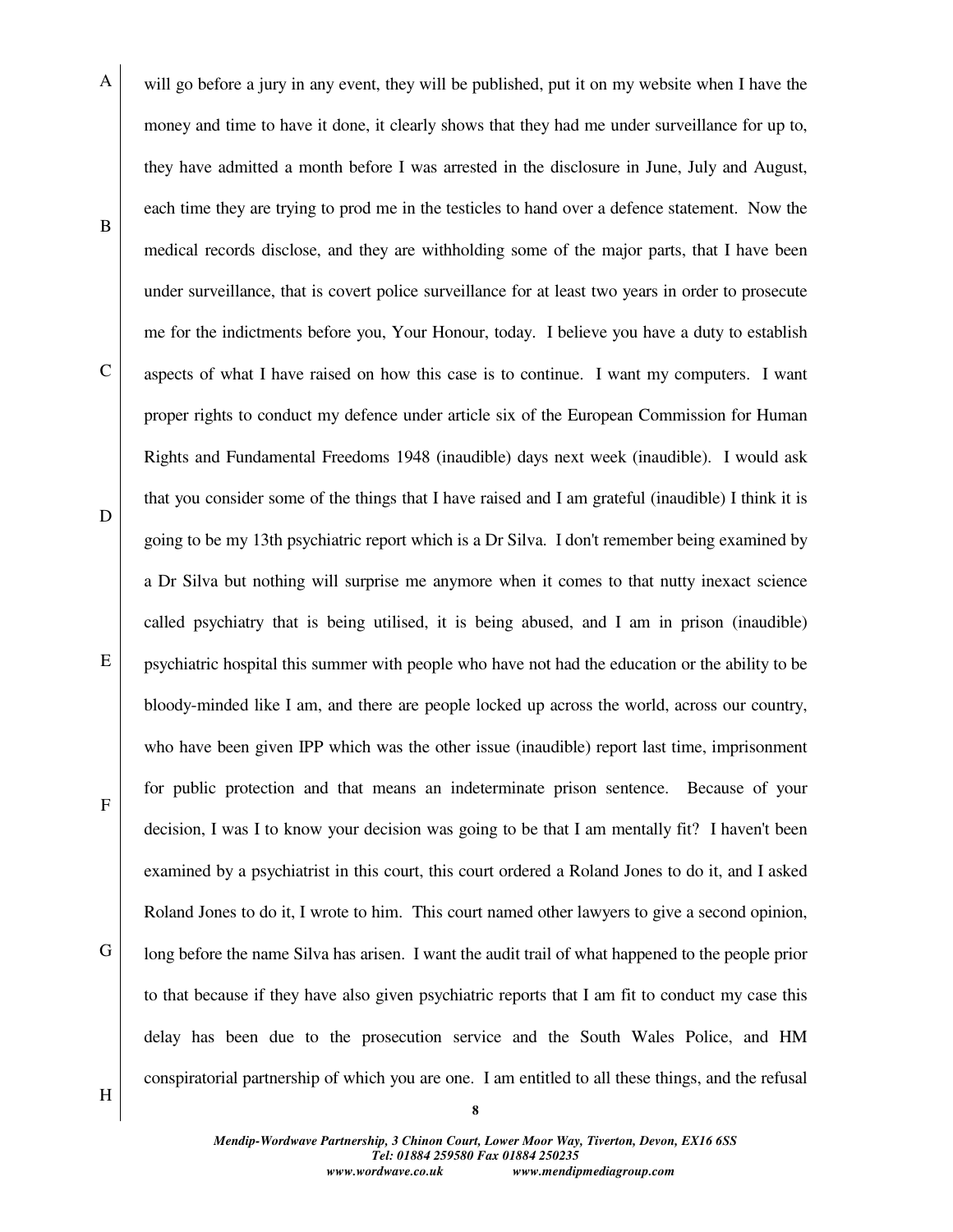will go before a jury in any event, they will be published, put it on my website when I have the money and time to have it done, it clearly shows that they had me under surveillance for up to, they have admitted a month before I was arrested in the disclosure in June, July and August, each time they are trying to prod me in the testicles to hand over a defence statement. Now the medical records disclose, and they are withholding some of the major parts, that I have been under surveillance, that is covert police surveillance for at least two years in order to prosecute me for the indictments before you, Your Honour, today. I believe you have a duty to establish aspects of what I have raised on how this case is to continue. I want my computers. I want proper rights to conduct my defence under article six of the European Commission for Human Rights and Fundamental Freedoms 1948 (inaudible) days next week (inaudible). I would ask that you consider some of the things that I have raised and I am grateful (inaudible) I think it is going to be my 13th psychiatric report which is a Dr Silva. I don't remember being examined by a Dr Silva but nothing will surprise me anymore when it comes to that nutty inexact science called psychiatry that is being utilised, it is being abused, and I am in prison (inaudible) psychiatric hospital this summer with people who have not had the education or the ability to be bloody-minded like I am, and there are people locked up across the world, across our country, who have been given IPP which was the other issue (inaudible) report last time, imprisonment for public protection and that means an indeterminate prison sentence. Because of your decision, I was I to know your decision was going to be that I am mentally fit? I haven't been examined by a psychiatrist in this court, this court ordered a Roland Jones to do it, and I asked Roland Jones to do it, I wrote to him. This court named other lawyers to give a second opinion, long before the name Silva has arisen. I want the audit trail of what happened to the people prior to that because if they have also given psychiatric reports that I am fit to conduct my case this delay has been due to the prosecution service and the South Wales Police, and HM conspiratorial partnership of which you are one. I am entitled to all these things, and the refusal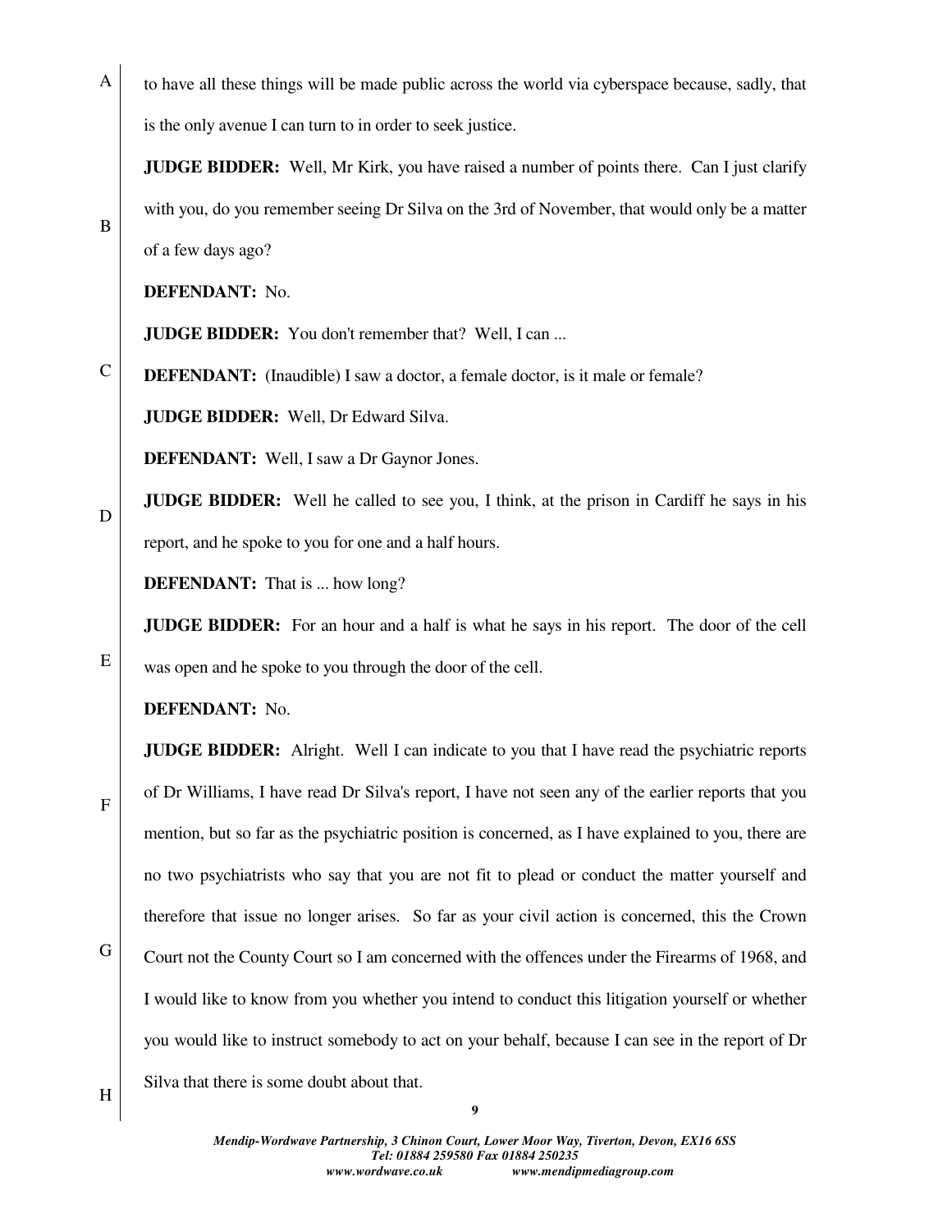to have all these things will be made public across the world via cyberspace because, sadly, that is the only avenue I can turn to in order to seek justice.

**JUDGE BIDDER:** Well, Mr Kirk, you have raised a number of points there. Can I just clarify with you, do you remember seeing Dr Silva on the 3rd of November, that would only be a matter of a few days ago?

**DEFENDANT:** No.

**JUDGE BIDDER:** You don't remember that? Well, I can ...

**DEFENDANT:** (Inaudible) I saw a doctor, a female doctor, is it male or female?

**JUDGE BIDDER:** Well, Dr Edward Silva.

**DEFENDANT:** Well, I saw a Dr Gaynor Jones.

**JUDGE BIDDER:** Well he called to see you, I think, at the prison in Cardiff he says in his report, and he spoke to you for one and a half hours.

**DEFENDANT:** That is ... how long?

**JUDGE BIDDER:** For an hour and a half is what he says in his report. The door of the cell was open and he spoke to you through the door of the cell.

**DEFENDANT:** No.

**JUDGE BIDDER:** Alright. Well I can indicate to you that I have read the psychiatric reports of Dr Williams, I have read Dr Silva's report, I have not seen any of the earlier reports that you mention, but so far as the psychiatric position is concerned, as I have explained to you, there are no two psychiatrists who say that you are not fit to plead or conduct the matter yourself and therefore that issue no longer arises. So far as your civil action is concerned, this the Crown Court not the County Court so I am concerned with the offences under the Firearms of 1968, and I would like to know from you whether you intend to conduct this litigation yourself or whether you would like to instruct somebody to act on your behalf, because I can see in the report of Dr Silva that there is some doubt about that.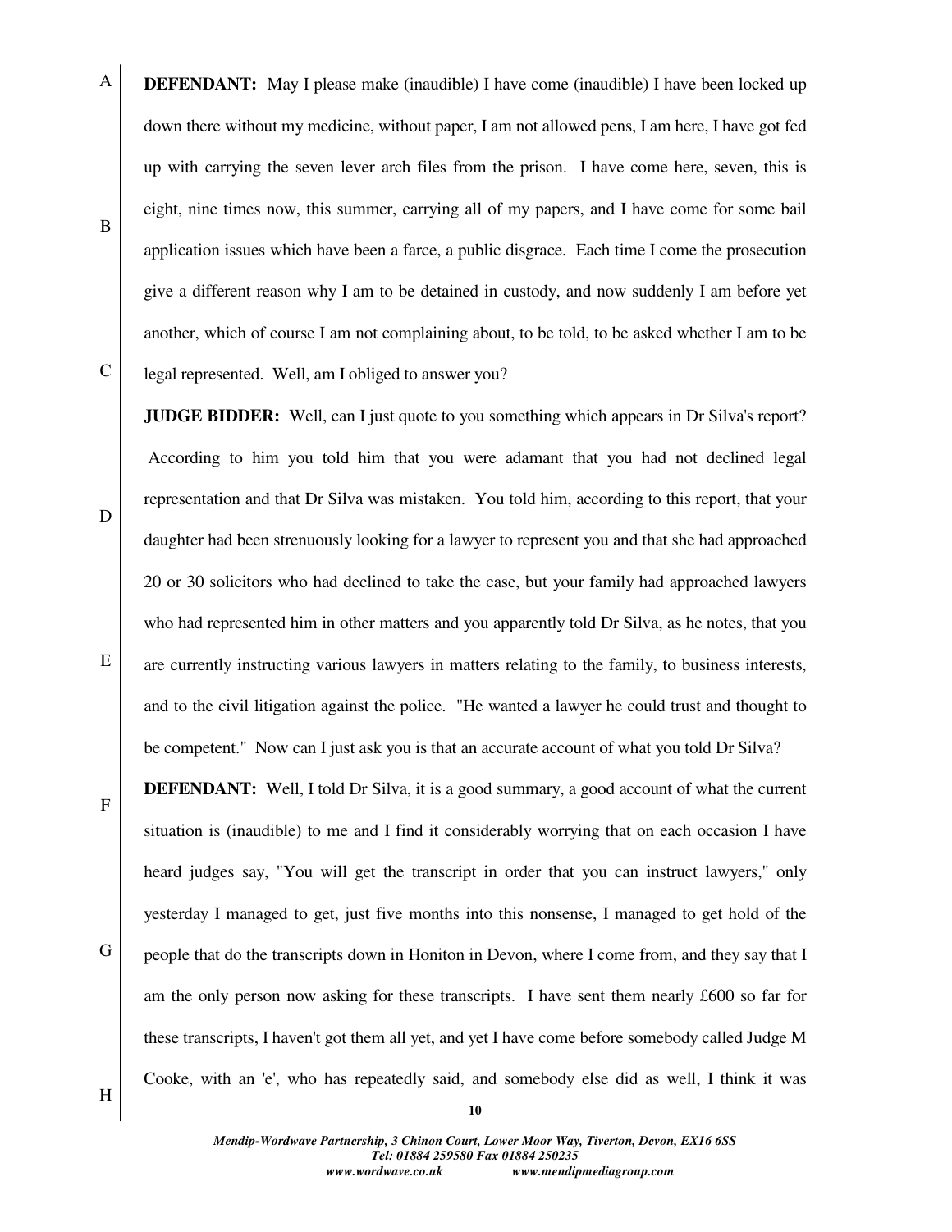**DEFENDANT:** May I please make (inaudible) I have come (inaudible) I have been locked up down there without my medicine, without paper, I am not allowed pens, I am here, I have got fed up with carrying the seven lever arch files from the prison. I have come here, seven, this is eight, nine times now, this summer, carrying all of my papers, and I have come for some bail application issues which have been a farce, a public disgrace. Each time I come the prosecution give a different reason why I am to be detained in custody, and now suddenly I am before yet another, which of course I am not complaining about, to be told, to be asked whether I am to be legal represented. Well, am I obliged to answer you?

**JUDGE BIDDER:** Well, can I just quote to you something which appears in Dr Silva's report? According to him you told him that you were adamant that you had not declined legal representation and that Dr Silva was mistaken. You told him, according to this report, that your daughter had been strenuously looking for a lawyer to represent you and that she had approached 20 or 30 solicitors who had declined to take the case, but your family had approached lawyers who had represented him in other matters and you apparently told Dr Silva, as he notes, that you are currently instructing various lawyers in matters relating to the family, to business interests, and to the civil litigation against the police. "He wanted a lawyer he could trust and thought to be competent." Now can I just ask you is that an accurate account of what you told Dr Silva?

**DEFENDANT:** Well, I told Dr Silva, it is a good summary, a good account of what the current situation is (inaudible) to me and I find it considerably worrying that on each occasion I have heard judges say, "You will get the transcript in order that you can instruct lawyers," only yesterday I managed to get, just five months into this nonsense, I managed to get hold of the people that do the transcripts down in Honiton in Devon, where I come from, and they say that I am the only person now asking for these transcripts. I have sent them nearly £600 so far for these transcripts, I haven't got them all yet, and yet I have come before somebody called Judge M Cooke, with an 'e', who has repeatedly said, and somebody else did as well, I think it was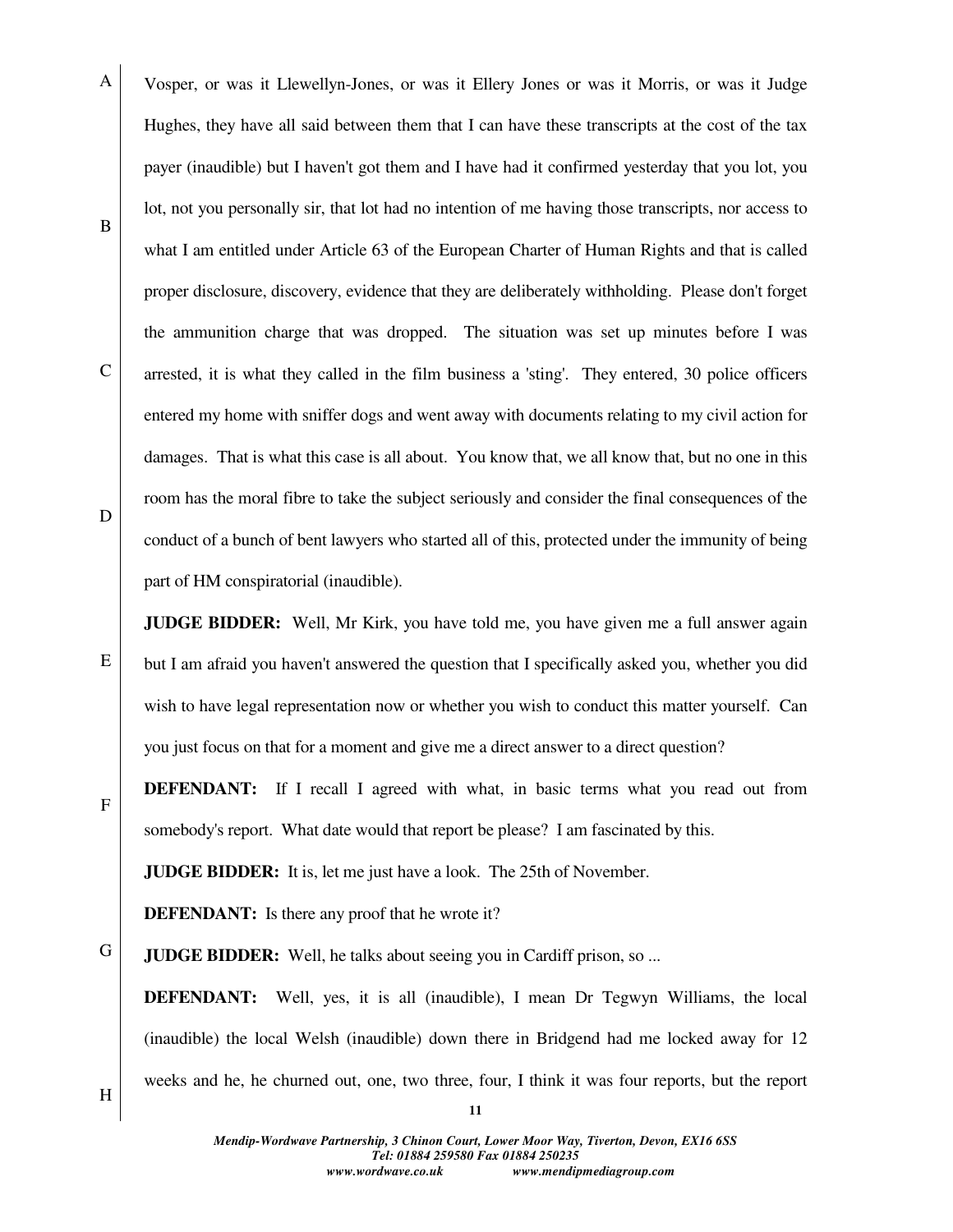Vosper, or was it Llewellyn-Jones, or was it Ellery Jones or was it Morris, or was it Judge Hughes, they have all said between them that I can have these transcripts at the cost of the tax payer (inaudible) but I haven't got them and I have had it confirmed yesterday that you lot, you lot, not you personally sir, that lot had no intention of me having those transcripts, nor access to what I am entitled under Article 63 of the European Charter of Human Rights and that is called proper disclosure, discovery, evidence that they are deliberately withholding. Please don't forget the ammunition charge that was dropped. The situation was set up minutes before I was arrested, it is what they called in the film business a 'sting'. They entered, 30 police officers entered my home with sniffer dogs and went away with documents relating to my civil action for damages. That is what this case is all about. You know that, we all know that, but no one in this room has the moral fibre to take the subject seriously and consider the final consequences of the conduct of a bunch of bent lawyers who started all of this, protected under the immunity of being part of HM conspiratorial (inaudible).

**JUDGE BIDDER:** Well, Mr Kirk, you have told me, you have given me a full answer again but I am afraid you haven't answered the question that I specifically asked you, whether you did wish to have legal representation now or whether you wish to conduct this matter yourself. Can you just focus on that for a moment and give me a direct answer to a direct question?

**DEFENDANT:** If I recall I agreed with what, in basic terms what you read out from somebody's report. What date would that report be please? I am fascinated by this.

**JUDGE BIDDER:** It is, let me just have a look. The 25th of November.

**DEFENDANT:** Is there any proof that he wrote it?

**JUDGE BIDDER:** Well, he talks about seeing you in Cardiff prison, so ...

**DEFENDANT:** Well, yes, it is all (inaudible), I mean Dr Tegwyn Williams, the local (inaudible) the local Welsh (inaudible) down there in Bridgend had me locked away for 12 weeks and he, he churned out, one, two three, four, I think it was four reports, but the report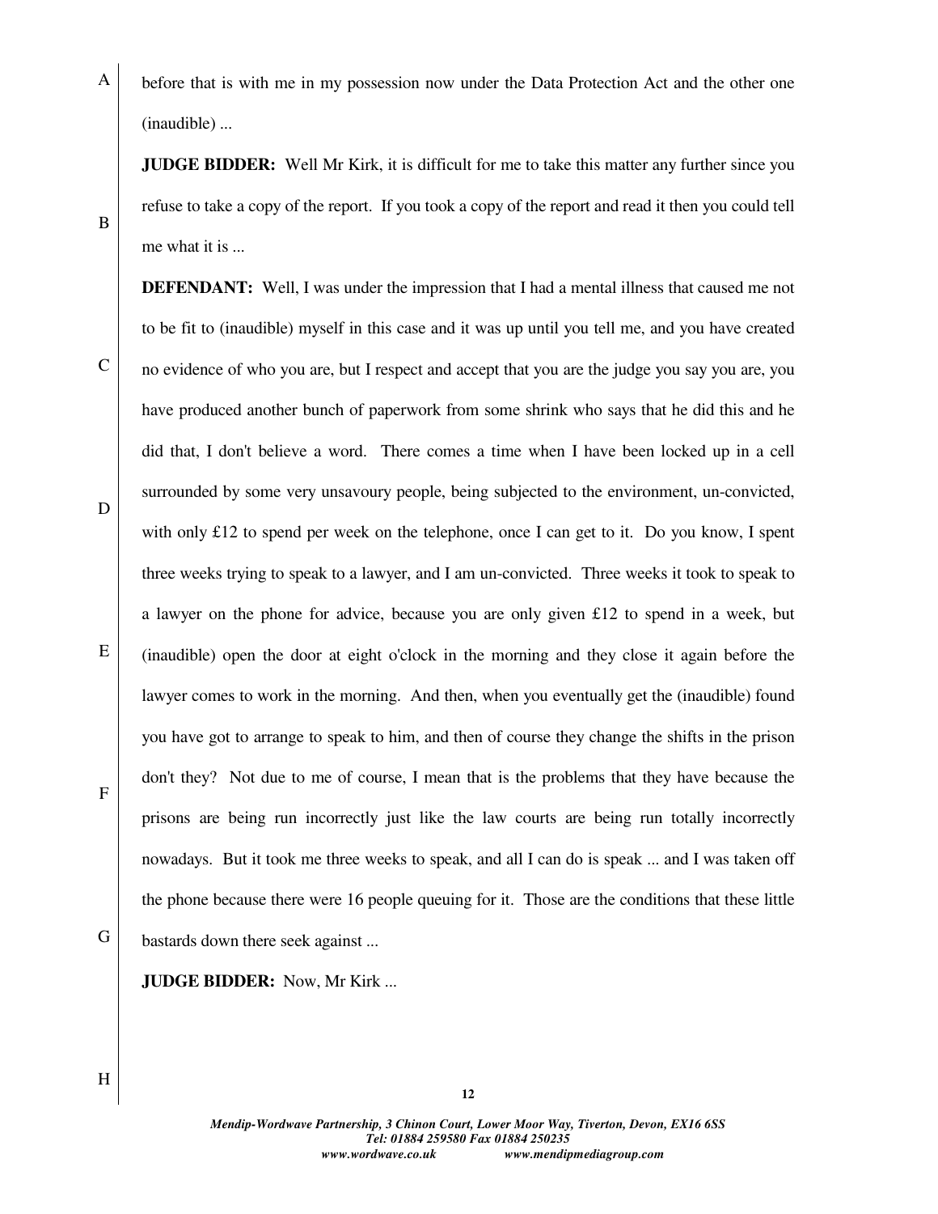before that is with me in my possession now under the Data Protection Act and the other one (inaudible) ...

**JUDGE BIDDER:** Well Mr Kirk, it is difficult for me to take this matter any further since you refuse to take a copy of the report. If you took a copy of the report and read it then you could tell me what it is ...

**DEFENDANT:** Well, I was under the impression that I had a mental illness that caused me not to be fit to (inaudible) myself in this case and it was up until you tell me, and you have created no evidence of who you are, but I respect and accept that you are the judge you say you are, you have produced another bunch of paperwork from some shrink who says that he did this and he did that, I don't believe a word. There comes a time when I have been locked up in a cell surrounded by some very unsavoury people, being subjected to the environment, un-convicted, with only £12 to spend per week on the telephone, once I can get to it. Do you know, I spent three weeks trying to speak to a lawyer, and I am un-convicted. Three weeks it took to speak to a lawyer on the phone for advice, because you are only given £12 to spend in a week, but (inaudible) open the door at eight o'clock in the morning and they close it again before the lawyer comes to work in the morning. And then, when you eventually get the (inaudible) found you have got to arrange to speak to him, and then of course they change the shifts in the prison don't they? Not due to me of course, I mean that is the problems that they have because the prisons are being run incorrectly just like the law courts are being run totally incorrectly nowadays. But it took me three weeks to speak, and all I can do is speak ... and I was taken off the phone because there were 16 people queuing for it. Those are the conditions that these little bastards down there seek against ...

**JUDGE BIDDER:** Now, Mr Kirk ...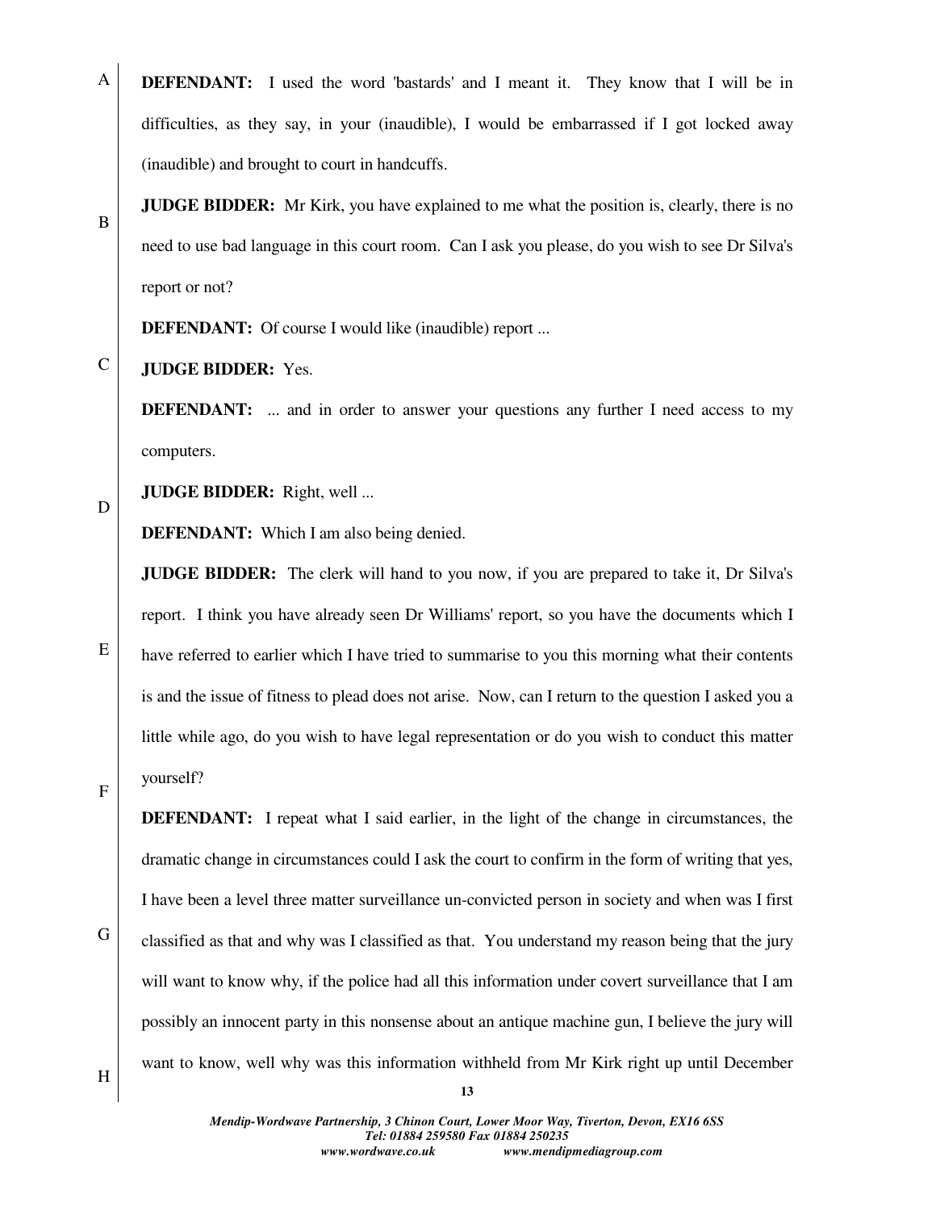**DEFENDANT:** I used the word 'bastards' and I meant it. They know that I will be in difficulties, as they say, in your (inaudible), I would be embarrassed if I got locked away (inaudible) and brought to court in handcuffs.

**JUDGE BIDDER:** Mr Kirk, you have explained to me what the position is, clearly, there is no need to use bad language in this court room. Can I ask you please, do you wish to see Dr Silva's report or not?

**DEFENDANT:** Of course I would like (inaudible) report ...

**JUDGE BIDDER:** Yes.

**DEFENDANT:** ... and in order to answer your questions any further I need access to my computers.

**JUDGE BIDDER:** Right, well ...

**DEFENDANT:** Which I am also being denied.

**JUDGE BIDDER:** The clerk will hand to you now, if you are prepared to take it, Dr Silva's report. I think you have already seen Dr Williams' report, so you have the documents which I have referred to earlier which I have tried to summarise to you this morning what their contents is and the issue of fitness to plead does not arise. Now, can I return to the question I asked you a little while ago, do you wish to have legal representation or do you wish to conduct this matter yourself?

**DEFENDANT:** I repeat what I said earlier, in the light of the change in circumstances, the dramatic change in circumstances could I ask the court to confirm in the form of writing that yes, I have been a level three matter surveillance un-convicted person in society and when was I first classified as that and why was I classified as that. You understand my reason being that the jury will want to know why, if the police had all this information under covert surveillance that I am possibly an innocent party in this nonsense about an antique machine gun, I believe the jury will want to know, well why was this information withheld from Mr Kirk right up until December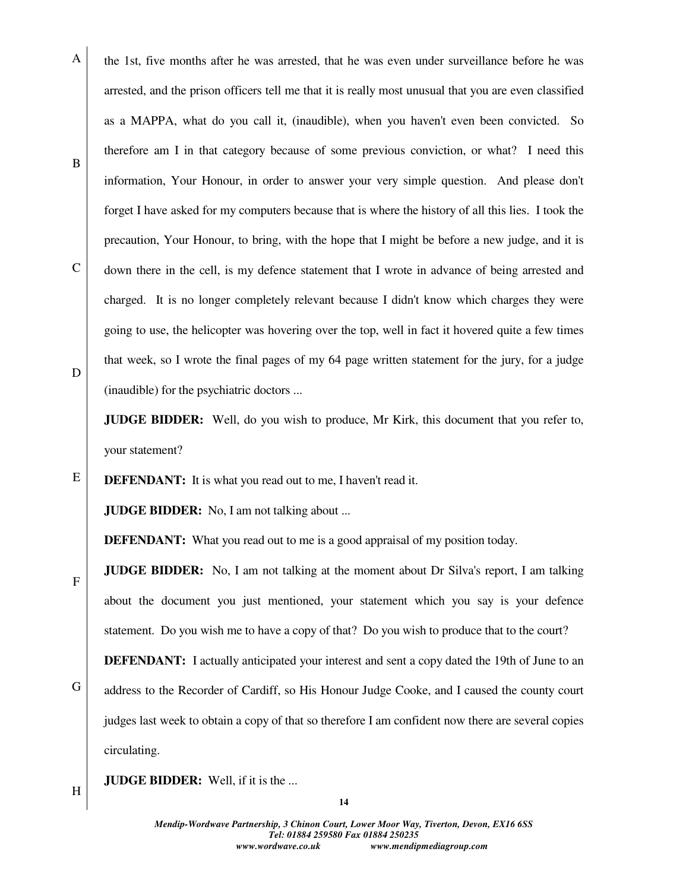the 1st, five months after he was arrested, that he was even under surveillance before he was arrested, and the prison officers tell me that it is really most unusual that you are even classified as a MAPPA, what do you call it, (inaudible), when you haven't even been convicted. So therefore am I in that category because of some previous conviction, or what? I need this information, Your Honour, in order to answer your very simple question. And please don't forget I have asked for my computers because that is where the history of all this lies. I took the precaution, Your Honour, to bring, with the hope that I might be before a new judge, and it is down there in the cell, is my defence statement that I wrote in advance of being arrested and charged. It is no longer completely relevant because I didn't know which charges they were going to use, the helicopter was hovering over the top, well in fact it hovered quite a few times that week, so I wrote the final pages of my 64 page written statement for the jury, for a judge (inaudible) for the psychiatric doctors ...

**JUDGE BIDDER:** Well, do you wish to produce, Mr Kirk, this document that you refer to, your statement?

**DEFENDANT:** It is what you read out to me, I haven't read it.

**JUDGE BIDDER:** No, I am not talking about ...

**DEFENDANT:** What you read out to me is a good appraisal of my position today.

**JUDGE BIDDER:** No, I am not talking at the moment about Dr Silva's report, I am talking about the document you just mentioned, your statement which you say is your defence statement. Do you wish me to have a copy of that? Do you wish to produce that to the court?

**DEFENDANT:** I actually anticipated your interest and sent a copy dated the 19th of June to an address to the Recorder of Cardiff, so His Honour Judge Cooke, and I caused the county court judges last week to obtain a copy of that so therefore I am confident now there are several copies circulating.

**JUDGE BIDDER:** Well, if it is the ...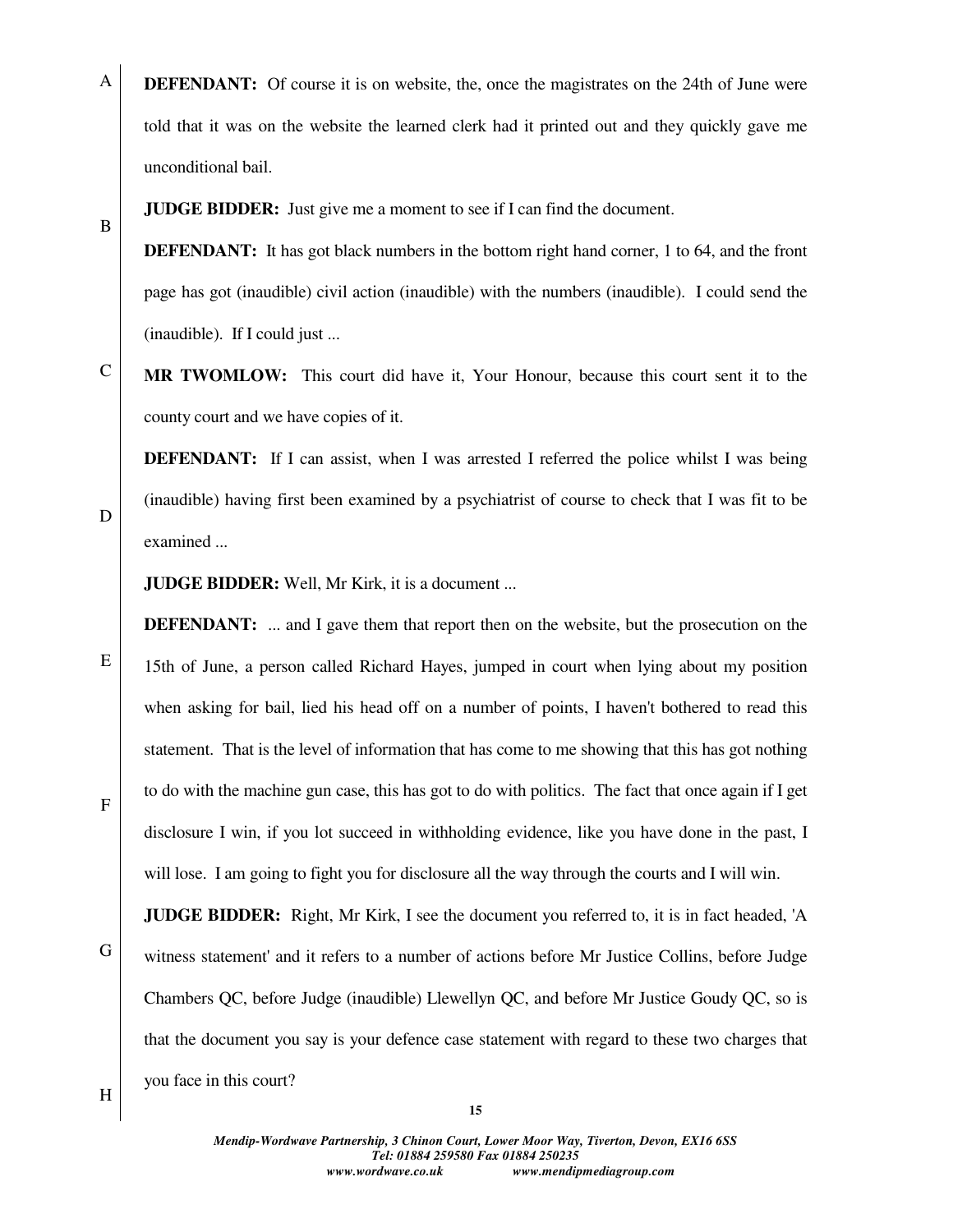**DEFENDANT:** Of course it is on website, the, once the magistrates on the 24th of June were told that it was on the website the learned clerk had it printed out and they quickly gave me unconditional bail.

**JUDGE BIDDER:** Just give me a moment to see if I can find the document.

**DEFENDANT:** It has got black numbers in the bottom right hand corner, 1 to 64, and the front page has got (inaudible) civil action (inaudible) with the numbers (inaudible). I could send the (inaudible). If I could just ...

**MR TWOMLOW:** This court did have it, Your Honour, because this court sent it to the county court and we have copies of it.

**DEFENDANT:** If I can assist, when I was arrested I referred the police whilst I was being (inaudible) having first been examined by a psychiatrist of course to check that I was fit to be examined ...

**JUDGE BIDDER:** Well, Mr Kirk, it is a document ...

**DEFENDANT:** ... and I gave them that report then on the website, but the prosecution on the 15th of June, a person called Richard Hayes, jumped in court when lying about my position when asking for bail, lied his head off on a number of points, I haven't bothered to read this statement. That is the level of information that has come to me showing that this has got nothing to do with the machine gun case, this has got to do with politics. The fact that once again if I get disclosure I win, if you lot succeed in withholding evidence, like you have done in the past, I will lose. I am going to fight you for disclosure all the way through the courts and I will win.

**JUDGE BIDDER:** Right, Mr Kirk, I see the document you referred to, it is in fact headed, 'A witness statement' and it refers to a number of actions before Mr Justice Collins, before Judge Chambers QC, before Judge (inaudible) Llewellyn QC, and before Mr Justice Goudy QC, so is that the document you say is your defence case statement with regard to these two charges that you face in this court?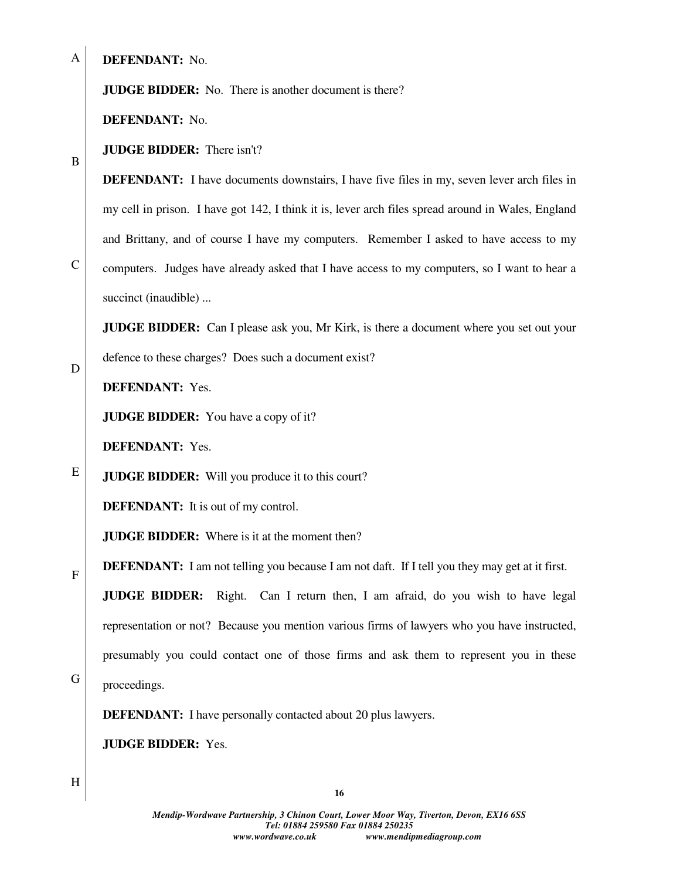**DEFENDANT:** No.

**JUDGE BIDDER:** No. There is another document is there?

**DEFENDANT:** No.

**JUDGE BIDDER:** There isn't?

**DEFENDANT:** I have documents downstairs, I have five files in my, seven lever arch files in my cell in prison. I have got 142, I think it is, lever arch files spread around in Wales, England and Brittany, and of course I have my computers. Remember I asked to have access to my computers. Judges have already asked that I have access to my computers, so I want to hear a succinct (inaudible) ...

**JUDGE BIDDER:** Can I please ask you, Mr Kirk, is there a document where you set out your defence to these charges? Does such a document exist?

**DEFENDANT:** Yes.

**JUDGE BIDDER:** You have a copy of it?

**DEFENDANT:** Yes.

**JUDGE BIDDER:** Will you produce it to this court?

**DEFENDANT:** It is out of my control.

**JUDGE BIDDER:** Where is it at the moment then?

**DEFENDANT:** I am not telling you because I am not daft. If I tell you they may get at it first.

**JUDGE BIDDER:** Right. Can I return then, I am afraid, do you wish to have legal representation or not? Because you mention various firms of lawyers who you have instructed, presumably you could contact one of those firms and ask them to represent you in these proceedings.

**DEFENDANT:** I have personally contacted about 20 plus lawyers.

**JUDGE BIDDER:** Yes.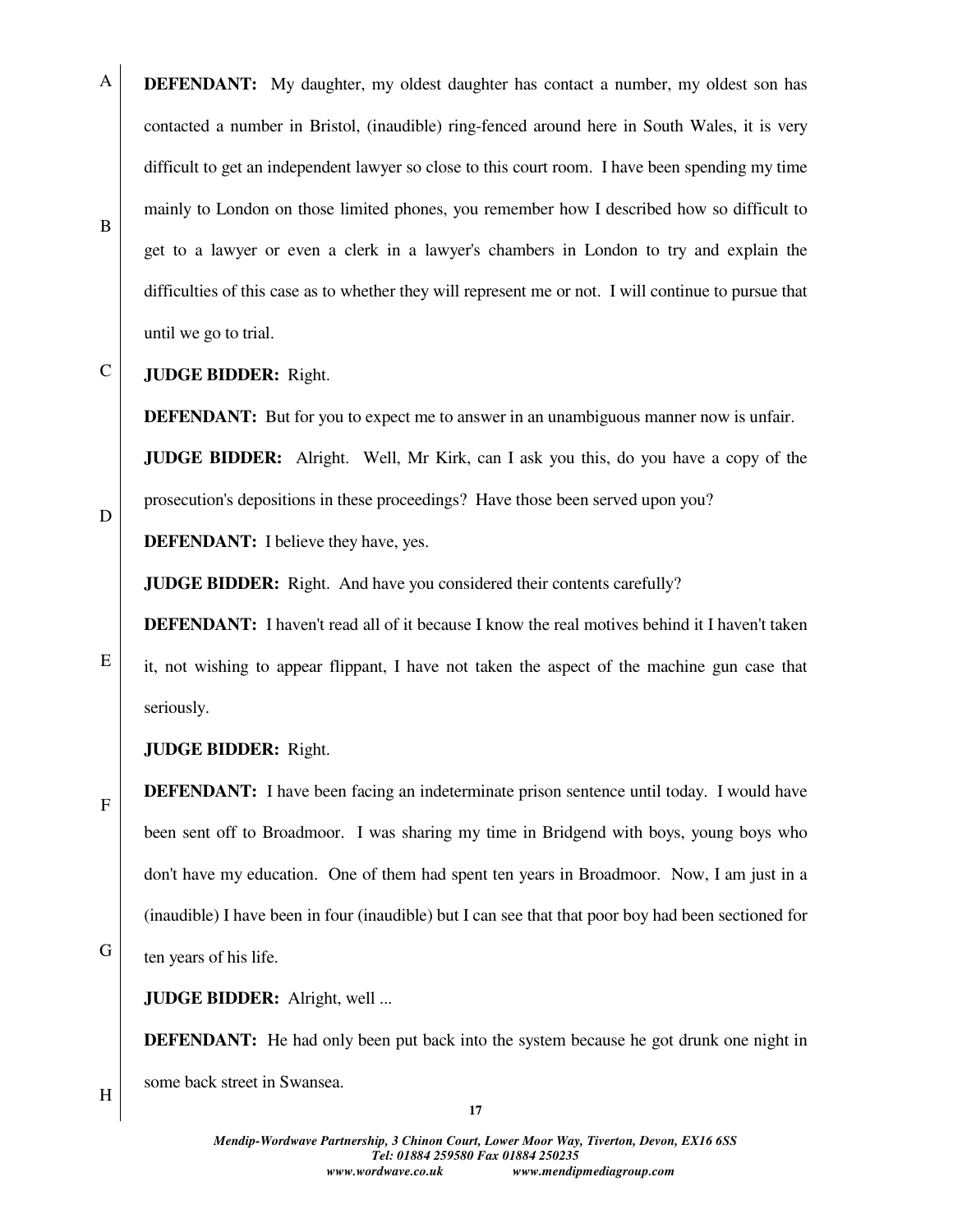**DEFENDANT:** My daughter, my oldest daughter has contact a number, my oldest son has contacted a number in Bristol, (inaudible) ring-fenced around here in South Wales, it is very difficult to get an independent lawyer so close to this court room. I have been spending my time mainly to London on those limited phones, you remember how I described how so difficult to get to a lawyer or even a clerk in a lawyer's chambers in London to try and explain the difficulties of this case as to whether they will represent me or not. I will continue to pursue that until we go to trial.

**JUDGE BIDDER:** Right.

**DEFENDANT:** But for you to expect me to answer in an unambiguous manner now is unfair.

**JUDGE BIDDER:** Alright. Well, Mr Kirk, can I ask you this, do you have a copy of the prosecution's depositions in these proceedings? Have those been served upon you?

**DEFENDANT:** I believe they have, yes.

**JUDGE BIDDER:** Right. And have you considered their contents carefully?

**DEFENDANT:** I haven't read all of it because I know the real motives behind it I haven't taken it, not wishing to appear flippant, I have not taken the aspect of the machine gun case that seriously.

**JUDGE BIDDER:** Right.

**DEFENDANT:** I have been facing an indeterminate prison sentence until today. I would have been sent off to Broadmoor. I was sharing my time in Bridgend with boys, young boys who don't have my education. One of them had spent ten years in Broadmoor. Now, I am just in a (inaudible) I have been in four (inaudible) but I can see that that poor boy had been sectioned for ten years of his life.

**JUDGE BIDDER:** Alright, well ...

**DEFENDANT:** He had only been put back into the system because he got drunk one night in some back street in Swansea.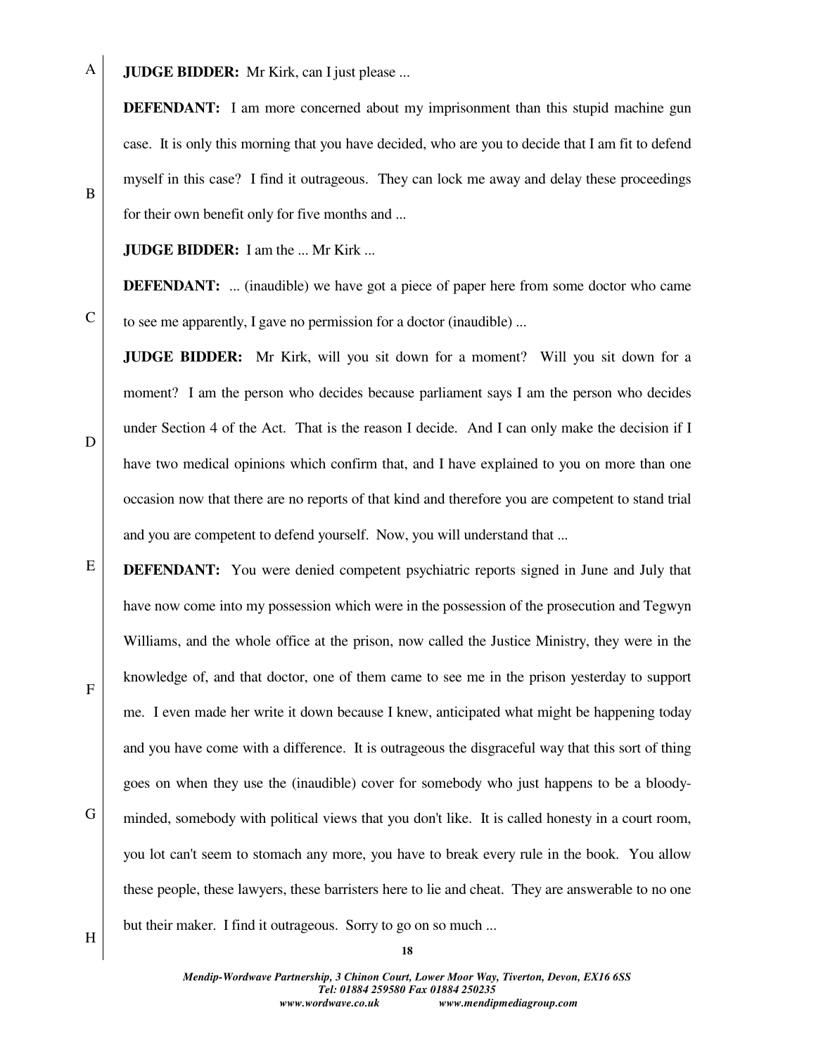**JUDGE BIDDER:** Mr Kirk, can I just please ...

**DEFENDANT:** I am more concerned about my imprisonment than this stupid machine gun case. It is only this morning that you have decided, who are you to decide that I am fit to defend myself in this case? I find it outrageous. They can lock me away and delay these proceedings for their own benefit only for five months and ...

**JUDGE BIDDER:** I am the ... Mr Kirk ...

**DEFENDANT:** ... (inaudible) we have got a piece of paper here from some doctor who came to see me apparently, I gave no permission for a doctor (inaudible) ...

**JUDGE BIDDER:** Mr Kirk, will you sit down for a moment? Will you sit down for a moment? I am the person who decides because parliament says I am the person who decides under Section 4 of the Act. That is the reason I decide. And I can only make the decision if I have two medical opinions which confirm that, and I have explained to you on more than one occasion now that there are no reports of that kind and therefore you are competent to stand trial and you are competent to defend yourself. Now, you will understand that ...

**DEFENDANT:** You were denied competent psychiatric reports signed in June and July that have now come into my possession which were in the possession of the prosecution and Tegwyn Williams, and the whole office at the prison, now called the Justice Ministry, they were in the knowledge of, and that doctor, one of them came to see me in the prison yesterday to support me. I even made her write it down because I knew, anticipated what might be happening today and you have come with a difference. It is outrageous the disgraceful way that this sort of thing goes on when they use the (inaudible) cover for somebody who just happens to be a bloody-minded, somebody with political views that you don't like. It is called honesty in a court room, you lot can't seem to stomach any more, you have to break every rule in the book. You allow these people, these lawyers, these barristers here to lie and cheat. They are answerable to no one but their maker. I find it outrageous. Sorry to go on so much ...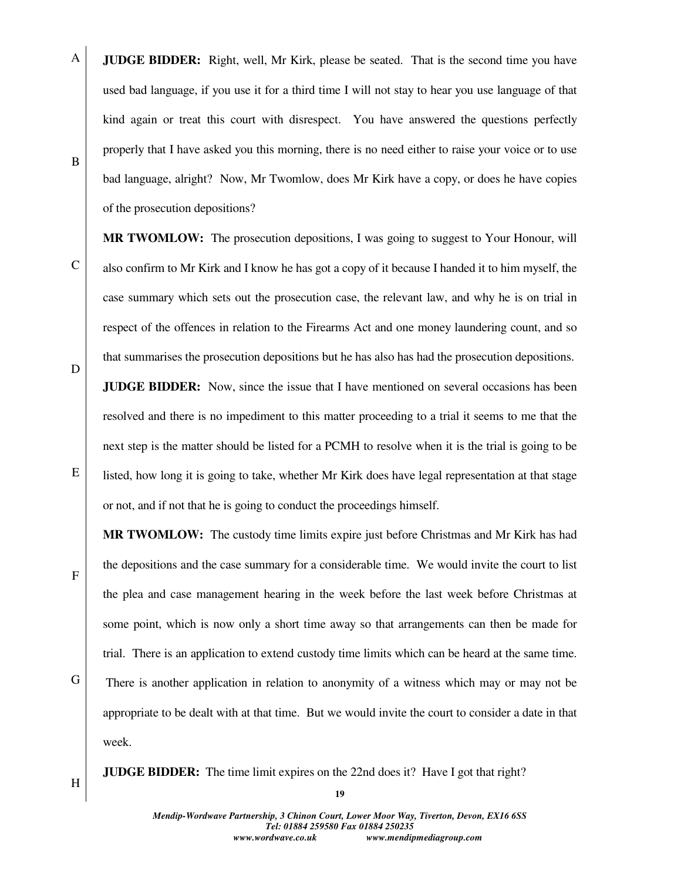**JUDGE BIDDER:** Right, well, Mr Kirk, please be seated. That is the second time you have used bad language, if you use it for a third time I will not stay to hear you use language of that kind again or treat this court with disrespect. You have answered the questions perfectly properly that I have asked you this morning, there is no need either to raise your voice or to use bad language, alright? Now, Mr Twomlow, does Mr Kirk have a copy, or does he have copies of the prosecution depositions?

**MR TWOMLOW:** The prosecution depositions, I was going to suggest to Your Honour, will also confirm to Mr Kirk and I know he has got a copy of it because I handed it to him myself, the case summary which sets out the prosecution case, the relevant law, and why he is on trial in respect of the offences in relation to the Firearms Act and one money laundering count, and so that summarises the prosecution depositions but he has also has had the prosecution depositions.

**JUDGE BIDDER:** Now, since the issue that I have mentioned on several occasions has been resolved and there is no impediment to this matter proceeding to a trial it seems to me that the next step is the matter should be listed for a PCMH to resolve when it is the trial is going to be listed, how long it is going to take, whether Mr Kirk does have legal representation at that stage or not, and if not that he is going to conduct the proceedings himself.

**MR TWOMLOW:** The custody time limits expire just before Christmas and Mr Kirk has had the depositions and the case summary for a considerable time. We would invite the court to list the plea and case management hearing in the week before the last week before Christmas at some point, which is now only a short time away so that arrangements can then be made for trial. There is an application to extend custody time limits which can be heard at the same time. There is another application in relation to anonymity of a witness which may or may not be appropriate to be dealt with at that time. But we would invite the court to consider a date in that week.

**JUDGE BIDDER:** The time limit expires on the 22nd does it? Have I got that right?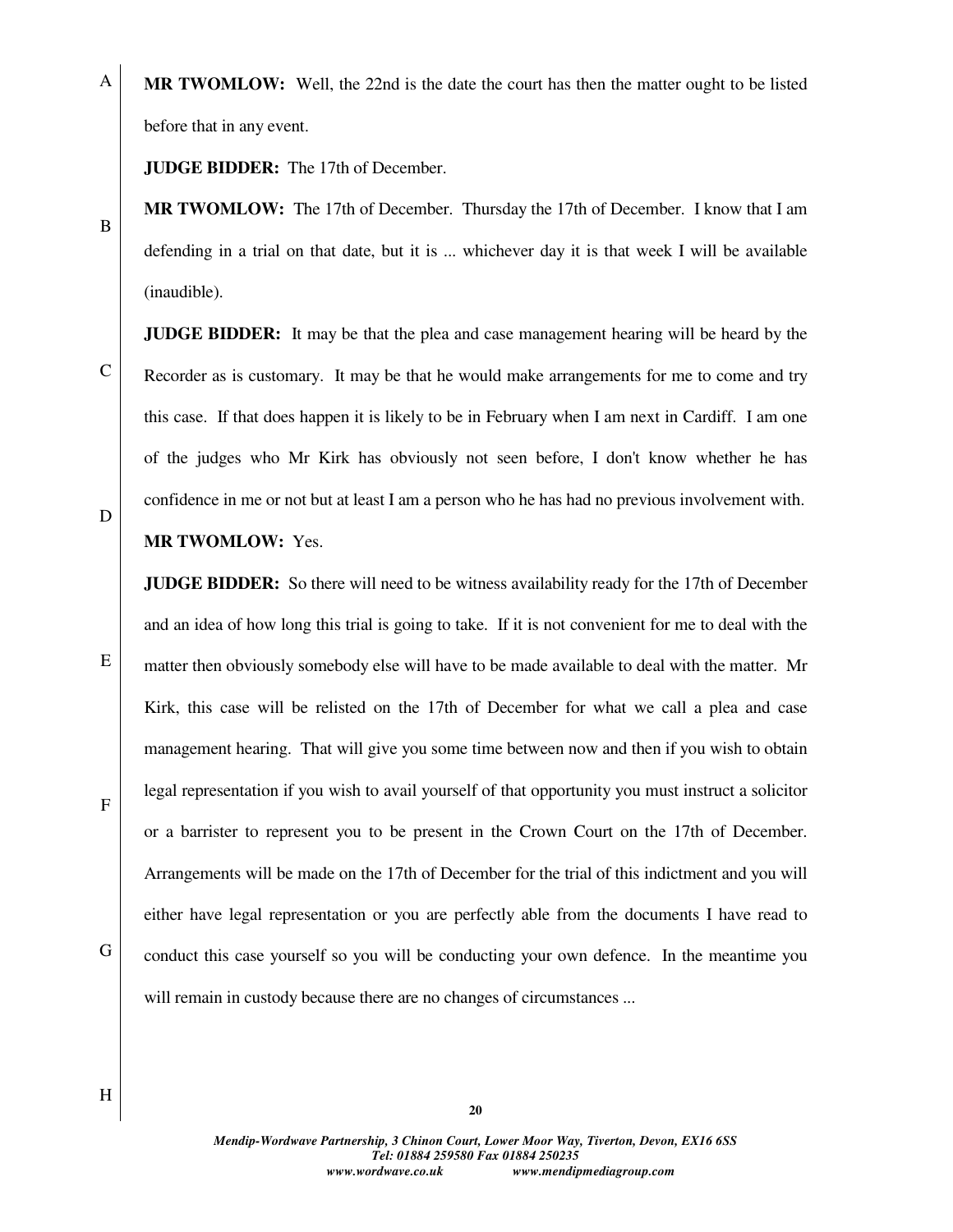**MR TWOMLOW:** Well, the 22nd is the date the court has then the matter ought to be listed before that in any event.

**JUDGE BIDDER:** The 17th of December.

**MR TWOMLOW:** The 17th of December. Thursday the 17th of December. I know that I am defending in a trial on that date, but it is ... whichever day it is that week I will be available (inaudible).

**JUDGE BIDDER:** It may be that the plea and case management hearing will be heard by the Recorder as is customary. It may be that he would make arrangements for me to come and try this case. If that does happen it is likely to be in February when I am next in Cardiff. I am one of the judges who Mr Kirk has obviously not seen before, I don't know whether he has confidence in me or not but at least I am a person who he has had no previous involvement with.

**MR TWOMLOW:** Yes.

**JUDGE BIDDER:** So there will need to be witness availability ready for the 17th of December and an idea of how long this trial is going to take. If it is not convenient for me to deal with the matter then obviously somebody else will have to be made available to deal with the matter. Mr Kirk, this case will be relisted on the 17th of December for what we call a plea and case management hearing. That will give you some time between now and then if you wish to obtain legal representation if you wish to avail yourself of that opportunity you must instruct a solicitor or a barrister to represent you to be present in the Crown Court on the 17th of December. Arrangements will be made on the 17th of December for the trial of this indictment and you will either have legal representation or you are perfectly able from the documents I have read to conduct this case yourself so you will be conducting your own defence. In the meantime you will remain in custody because there are no changes of circumstances ...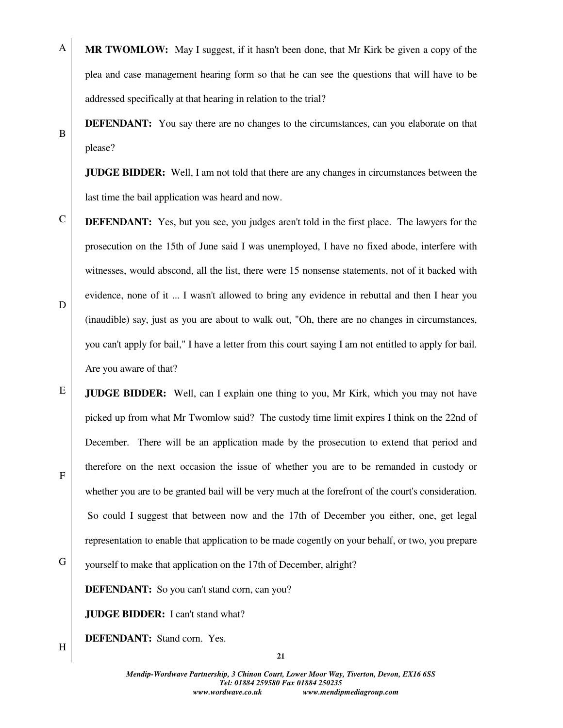**MR TWOMLOW:** May I suggest, if it hasn't been done, that Mr Kirk be given a copy of the plea and case management hearing form so that he can see the questions that will have to be addressed specifically at that hearing in relation to the trial?

**DEFENDANT:** You say there are no changes to the circumstances, can you elaborate on that please?

**JUDGE BIDDER:** Well, I am not told that there are any changes in circumstances between the last time the bail application was heard and now.

**DEFENDANT:** Yes, but you see, you judges aren't told in the first place. The lawyers for the prosecution on the 15th of June said I was unemployed, I have no fixed abode, interfere with witnesses, would abscond, all the list, there were 15 nonsense statements, not of it backed with evidence, none of it ... I wasn't allowed to bring any evidence in rebuttal and then I hear you (inaudible) say, just as you are about to walk out, "Oh, there are no changes in circumstances, you can't apply for bail," I have a letter from this court saying I am not entitled to apply for bail. Are you aware of that?

**JUDGE BIDDER:** Well, can I explain one thing to you, Mr Kirk, which you may not have picked up from what Mr Twomlow said? The custody time limit expires I think on the 22nd of December. There will be an application made by the prosecution to extend that period and therefore on the next occasion the issue of whether you are to be remanded in custody or whether you are to be granted bail will be very much at the forefront of the court's consideration. So could I suggest that between now and the 17th of December you either, one, get legal representation to enable that application to be made cogently on your behalf, or two, you prepare yourself to make that application on the 17th of December, alright?

**DEFENDANT:** So you can't stand corn, can you?

**JUDGE BIDDER:** I can't stand what?

**DEFENDANT:** Stand corn. Yes.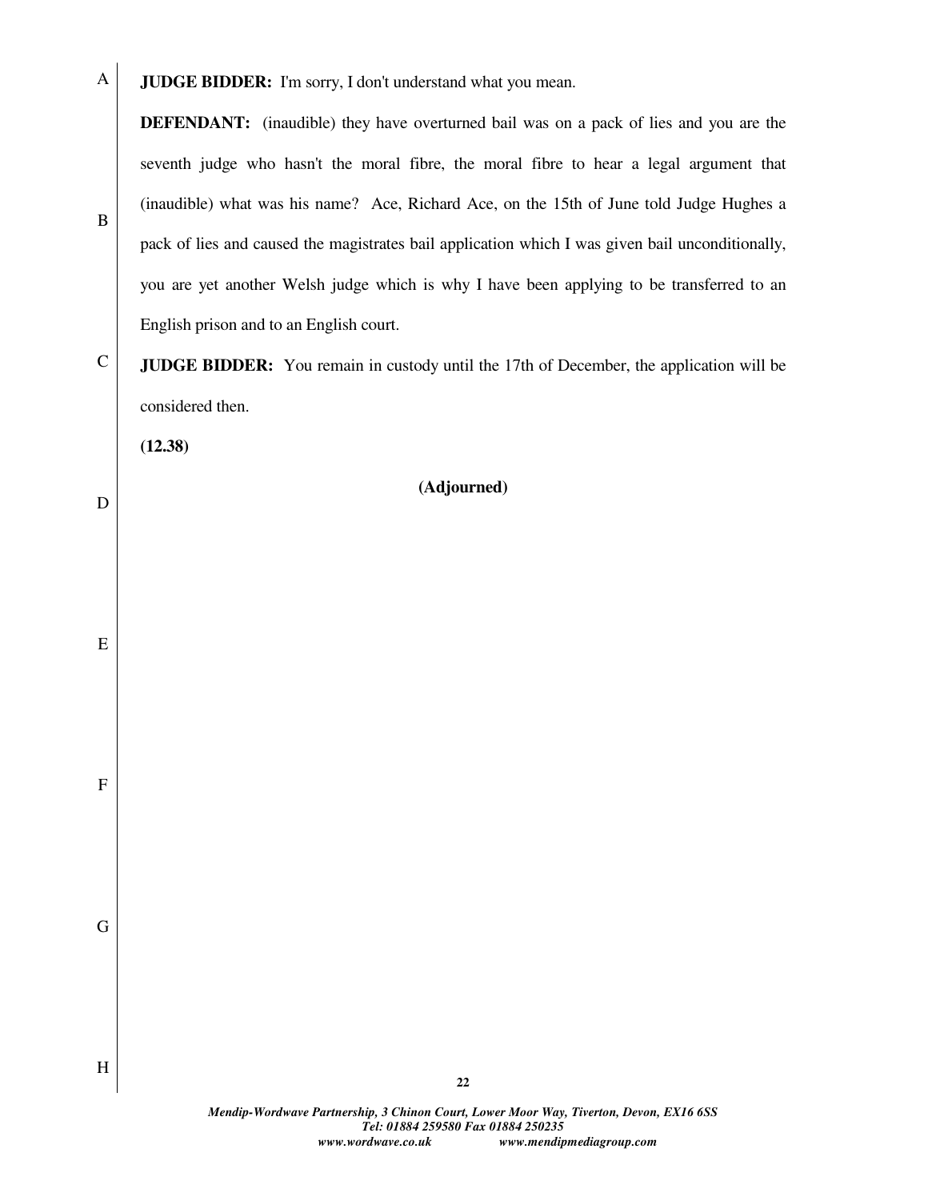**JUDGE BIDDER:** I'm sorry, I don't understand what you mean.

**DEFENDANT:** (inaudible) they have overturned bail was on a pack of lies and you are the seventh judge who hasn't the moral fibre, the moral fibre to hear a legal argument that (inaudible) what was his name? Ace, Richard Ace, on the 15th of June told Judge Hughes a pack of lies and caused the magistrates bail application which I was given bail unconditionally, you are yet another Welsh judge which is why I have been applying to be transferred to an English prison and to an English court.

**JUDGE BIDDER:** You remain in custody until the 17th of December, the application will be considered then.

**(12.38)**

**(Adjourned)**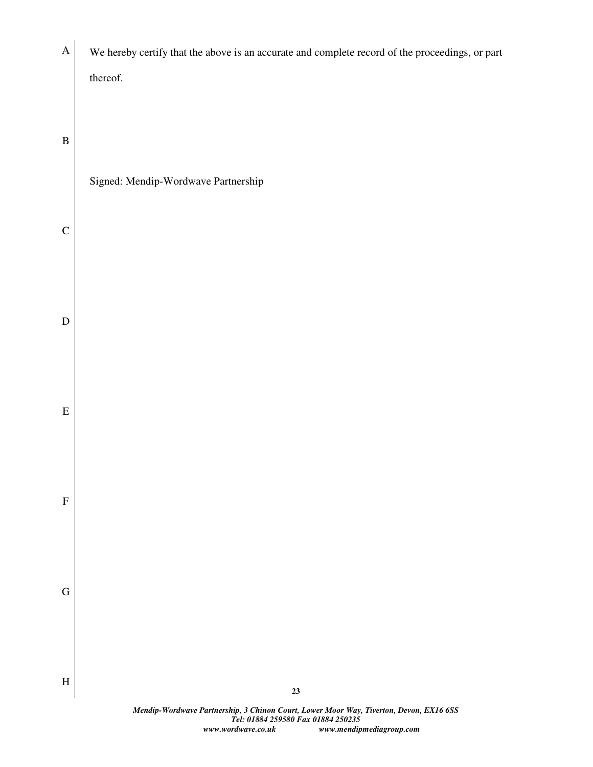We hereby certify that the above is an accurate and complete record of the proceedings, or part thereof.

Signed: Mendip-Wordwave Partnership